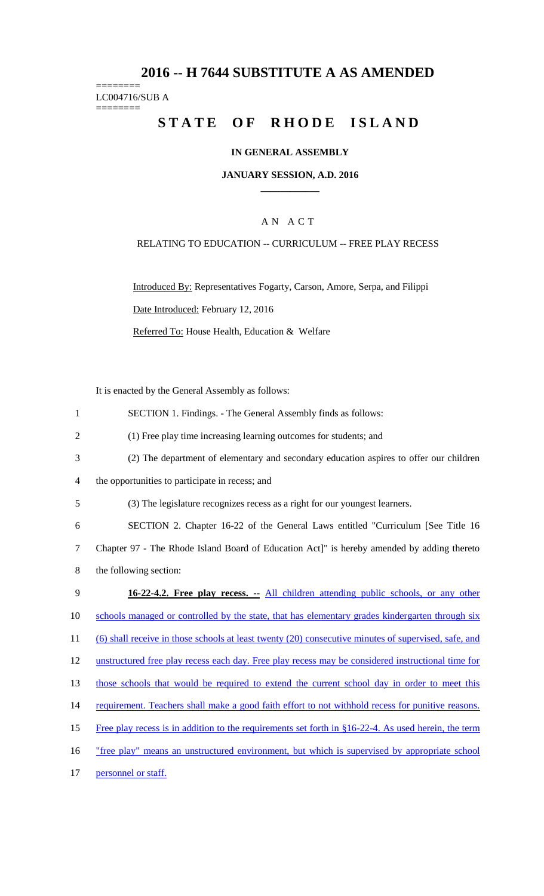# 2016 -- H 7644 SUBSTITUTE A AS AMENDED

========
LC004716/SUB A
========

## STATE OF RHODE ISLAND

### IN GENERAL ASSEMBLY

### JANUARY SESSION, A.D. 2016

---

### A N A C T

RELATING TO EDUCATION -- CURRICULUM -- FREE PLAY RECESS

Introduced By: Representatives Fogarty, Carson, Amore, Serpa, and Filippi

Date Introduced: February 12, 2016

Referred To: House Health, Education & Welfare

It is enacted by the General Assembly as follows:

1 SECTION 1. Findings. - The General Assembly finds as follows:

2 (1) Free play time increasing learning outcomes for students; and

3 (2) The department of elementary and secondary education aspires to offer our children

4 the opportunities to participate in recess; and

5 (3) The legislature recognizes recess as a right for our youngest learners.

6 SECTION 2. Chapter 16-22 of the General Laws entitled "Curriculum [See Title 16

7 Chapter 97 - The Rhode Island Board of Education Act]" is hereby amended by adding thereto

8 the following section:

9 **16-22-4.2. Free play recess. --** All children attending public schools, or any other

10 schools managed or controlled by the state, that has elementary grades kindergarten through six

11 (6) shall receive in those schools at least twenty (20) consecutive minutes of supervised, safe, and

12 unstructured free play recess each day. Free play recess may be considered instructional time for

13 those schools that would be required to extend the current school day in order to meet this

14 requirement. Teachers shall make a good faith effort to not withhold recess for punitive reasons.

15 Free play recess is in addition to the requirements set forth in §16-22-4. As used herein, the term

16 "free play" means an unstructured environment, but which is supervised by appropriate school

17 personnel or staff.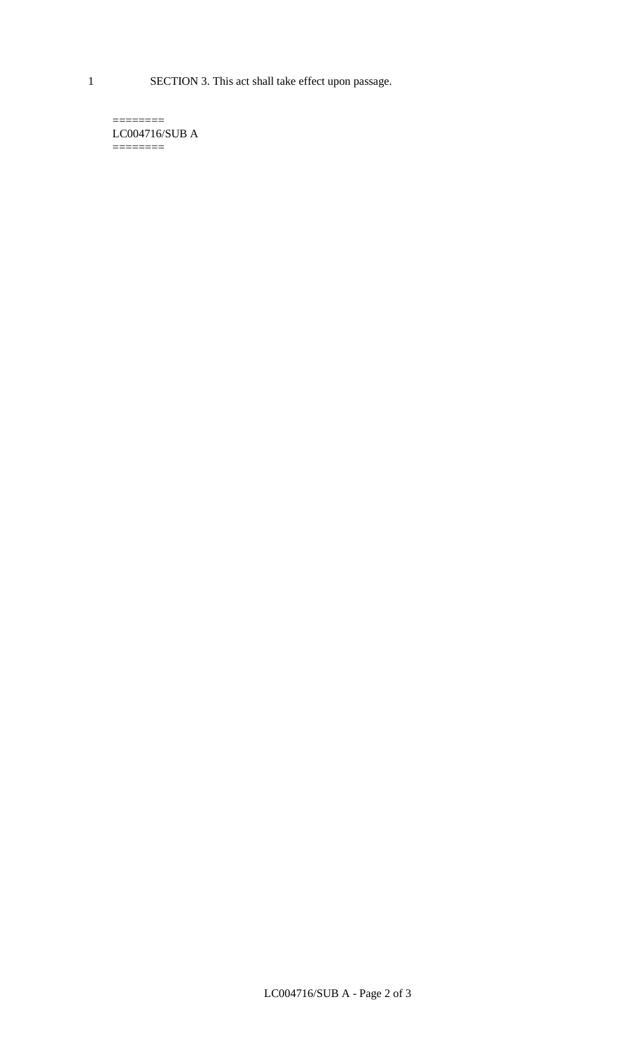1 SECTION 3. This act shall take effect upon passage.

========
LC004716/SUB A
========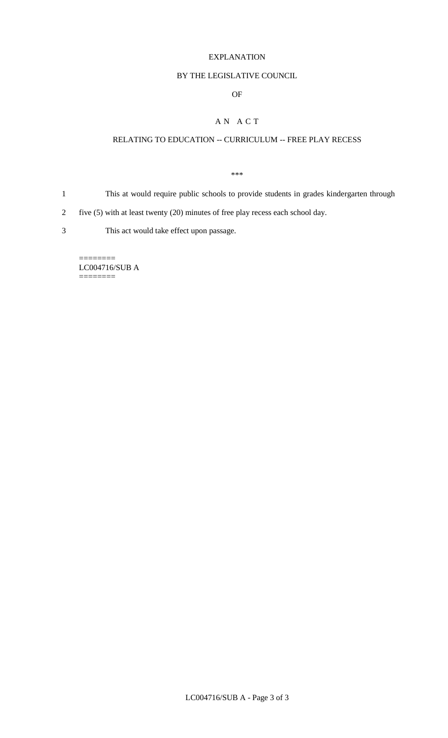EXPLANATION

BY THE LEGISLATIVE COUNCIL

OF

A N  A C T

RELATING TO EDUCATION -- CURRICULUM -- FREE PLAY RECESS

\*\*\*

1 This at would require public schools to provide students in grades kindergarten through

2 five (5) with at least twenty (20) minutes of free play recess each school day.

3 This act would take effect upon passage.

========
LC004716/SUB A
========